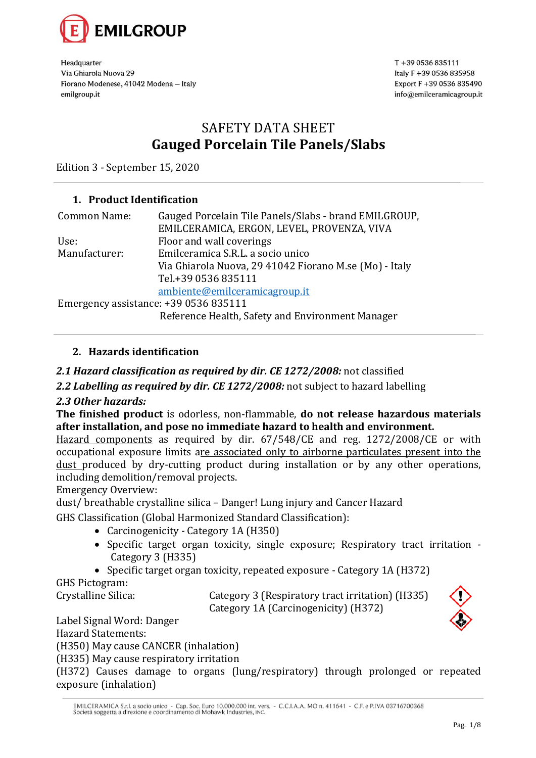EMILGROUP

Headquarter
Via Ghiarola Nuova 29
Fiorano Modenese, 41042 Modena – Italy
emilgroup.it

T +39 0536 835111
Italy F +39 0536 835958
Export F +39 0536 835490
info@emilceramicagroup.it

# SAFETY DATA SHEET
# Gauged Porcelain Tile Panels/Slabs

Edition 3 - September 15, 2020

## 1. Product Identification

| | |
|---|---|
| Common Name: | Gauged Porcelain Tile Panels/Slabs - brand EMILGROUP, EMILCERAMICA, ERGON, LEVEL, PROVENZA, VIVA |
| Use: | Floor and wall coverings |
| Manufacturer: | Emilceramica S.R.L. a socio unico<br>Via Ghiarola Nuova, 29 41042 Fiorano M.se (Mo) - Italy<br>Tel.+39 0536 835111<br>ambiente@emilceramicagroup.it |
| Emergency assistance: | +39 0536 835111<br>Reference Health, Safety and Environment Manager |

## 2. Hazards identification

***2.1 Hazard classification as required by dir. CE 1272/2008:*** not classified

***2.2 Labelling as required by dir. CE 1272/2008:*** not subject to hazard labelling

***2.3 Other hazards:***

**The finished product** is odorless, non-flammable, **do not release hazardous materials after installation, and pose no immediate hazard to health and environment.**

Hazard components as required by dir. 67/548/CE and reg. 1272/2008/CE or with occupational exposure limits are associated only to airborne particulates present into the dust produced by dry-cutting product during installation or by any other operations, including demolition/removal projects.

Emergency Overview:

dust/ breathable crystalline silica – Danger! Lung injury and Cancer Hazard

GHS Classification (Global Harmonized Standard Classification):

- Carcinogenicity - Category 1A (H350)
- Specific target organ toxicity, single exposure; Respiratory tract irritation - Category 3 (H335)
- Specific target organ toxicity, repeated exposure - Category 1A (H372)

GHS Pictogram:

Crystalline Silica: Category 3 (Respiratory tract irritation) (H335)
Category 1A (Carcinogenicity) (H372)

Label Signal Word: Danger

Hazard Statements:

(H350) May cause CANCER (inhalation)

(H335) May cause respiratory irritation

(H372) Causes damage to organs (lung/respiratory) through prolonged or repeated exposure (inhalation)

EMILCERAMICA S.r.l. a socio unico - Cap. Soc. Euro 10.000.000 int. vers. - C.C.I.A.A. MO n. 411641 - C.F. e P.IVA 03716700368
Società soggetta a direzione e coordinamento di Mohawk Industries, INC.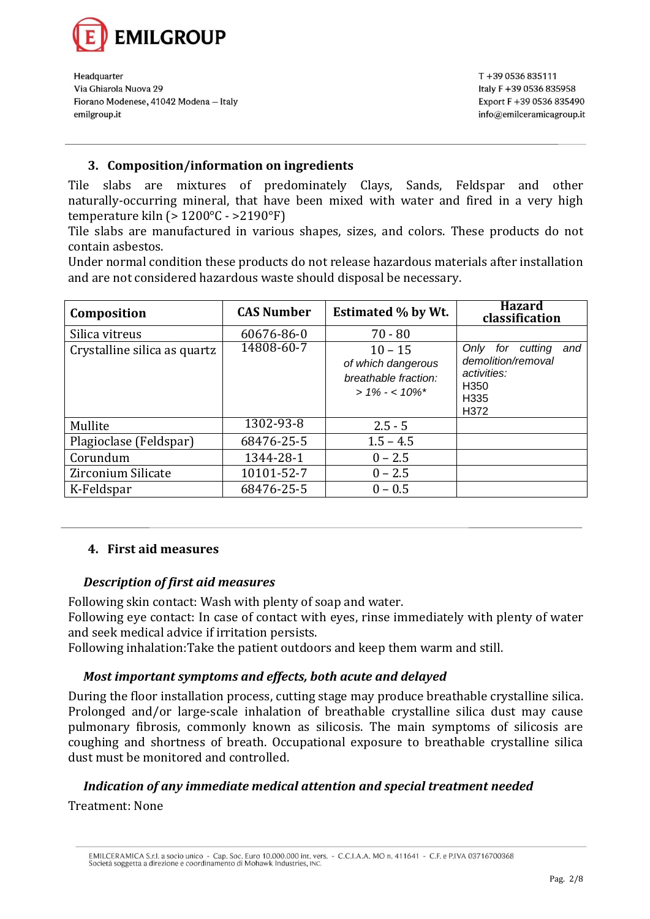## 3. Composition/information on ingredients

Tile slabs are mixtures of predominately Clays, Sands, Feldspar and other naturally-occurring mineral, that have been mixed with water and fired in a very high temperature kiln (> 1200°C - >2190°F)

Tile slabs are manufactured in various shapes, sizes, and colors. These products do not contain asbestos.

Under normal condition these products do not release hazardous materials after installation and are not considered hazardous waste should disposal be necessary.

| Composition | CAS Number | Estimated % by Wt. | Hazard classification |
|---|---|---|---|
| Silica vitreus | 60676-86-0 | 70 - 80 | |
| Crystalline silica as quartz | 14808-60-7 | 10 – 15 *of which dangerous breathable fraction: > 1% - < 10%** | *Only for cutting and demolition/removal activities:* H350 H335 H372 |
| Mullite | 1302-93-8 | 2.5 - 5 | |
| Plagioclase (Feldspar) | 68476-25-5 | 1.5 – 4.5 | |
| Corundum | 1344-28-1 | 0 – 2.5 | |
| Zirconium Silicate | 10101-52-7 | 0 – 2.5 | |
| K-Feldspar | 68476-25-5 | 0 – 0.5 | |

## 4. First aid measures

### *Description of first aid measures*

Following skin contact: Wash with plenty of soap and water.

Following eye contact: In case of contact with eyes, rinse immediately with plenty of water and seek medical advice if irritation persists.

Following inhalation:Take the patient outdoors and keep them warm and still.

### *Most important symptoms and effects, both acute and delayed*

During the floor installation process, cutting stage may produce breathable crystalline silica. Prolonged and/or large-scale inhalation of breathable crystalline silica dust may cause pulmonary fibrosis, commonly known as silicosis. The main symptoms of silicosis are coughing and shortness of breath. Occupational exposure to breathable crystalline silica dust must be monitored and controlled.

### *Indication of any immediate medical attention and special treatment needed*

Treatment: None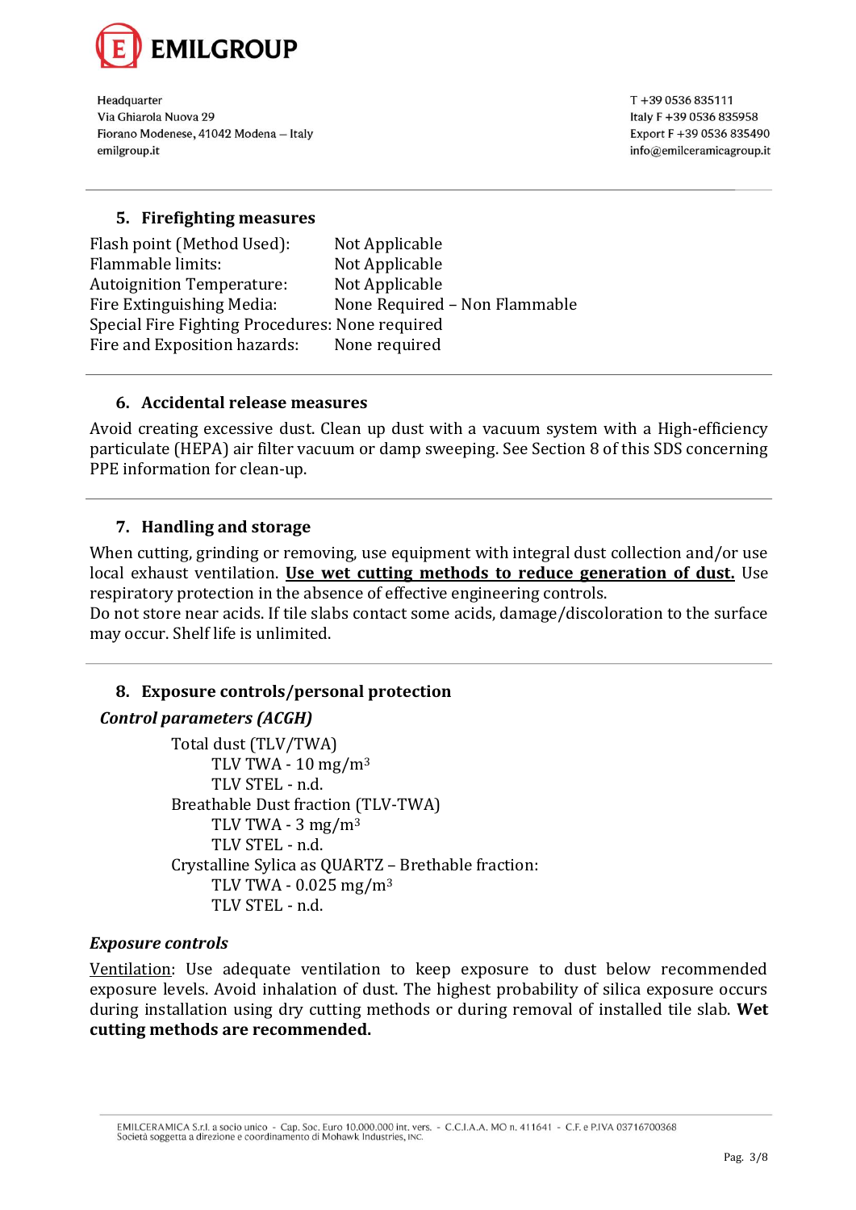## 5. Firefighting measures

| | |
|---|---|
| Flash point (Method Used): | Not Applicable |
| Flammable limits: | Not Applicable |
| Autoignition Temperature: | Not Applicable |
| Fire Extinguishing Media: | None Required – Non Flammable |
| Special Fire Fighting Procedures: | None required |
| Fire and Exposition hazards: | None required |

## 6. Accidental release measures

Avoid creating excessive dust. Clean up dust with a vacuum system with a High-efficiency particulate (HEPA) air filter vacuum or damp sweeping. See Section 8 of this SDS concerning PPE information for clean-up.

## 7. Handling and storage

When cutting, grinding or removing, use equipment with integral dust collection and/or use local exhaust ventilation. **Use wet cutting methods to reduce generation of dust.** Use respiratory protection in the absence of effective engineering controls.
Do not store near acids. If tile slabs contact some acids, damage/discoloration to the surface may occur. Shelf life is unlimited.

## 8. Exposure controls/personal protection

***Control parameters (ACGH)***

- Total dust (TLV/TWA)
  - TLV TWA - 10 mg/m$^3$
  - TLV STEL - n.d.
- Breathable Dust fraction (TLV-TWA)
  - TLV TWA - 3 mg/m$^3$
  - TLV STEL - n.d.
- Crystalline Sylica as QUARTZ – Brethable fraction:
  - TLV TWA - 0.025 mg/m$^3$
  - TLV STEL - n.d.

***Exposure controls***

Ventilation: Use adequate ventilation to keep exposure to dust below recommended exposure levels. Avoid inhalation of dust. The highest probability of silica exposure occurs during installation using dry cutting methods or during removal of installed tile slab. **Wet cutting methods are recommended.**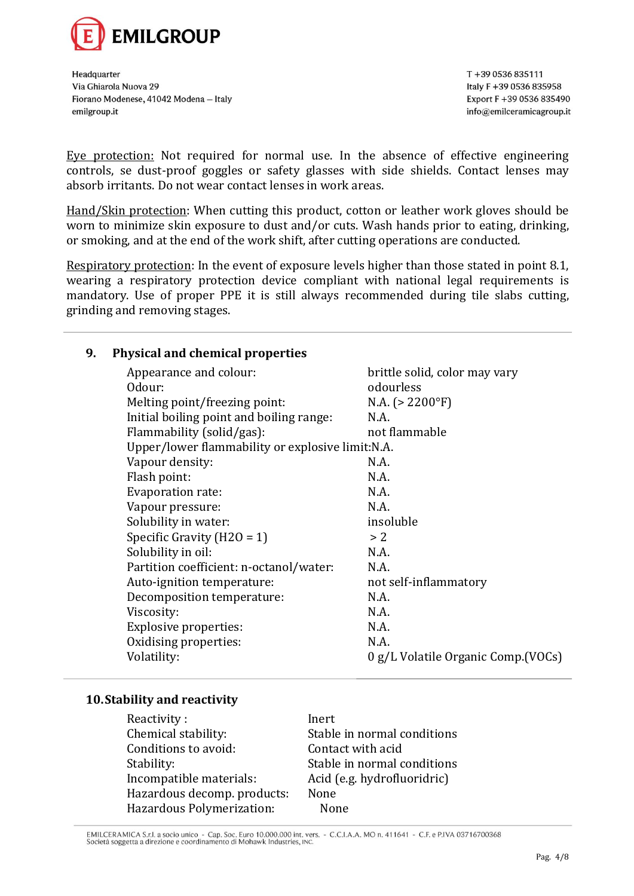Eye protection: Not required for normal use. In the absence of effective engineering controls, se dust-proof goggles or safety glasses with side shields. Contact lenses may absorb irritants. Do not wear contact lenses in work areas.

Hand/Skin protection: When cutting this product, cotton or leather work gloves should be worn to minimize skin exposure to dust and/or cuts. Wash hands prior to eating, drinking, or smoking, and at the end of the work shift, after cutting operations are conducted.

Respiratory protection: In the event of exposure levels higher than those stated in point 8.1, wearing a respiratory protection device compliant with national legal requirements is mandatory. Use of proper PPE it is still always recommended during tile slabs cutting, grinding and removing stages.

## 9. Physical and chemical properties

| | |
|---|---|
| Appearance and colour: | brittle solid, color may vary |
| Odour: | odourless |
| Melting point/freezing point: | N.A. (> 2200°F) |
| Initial boiling point and boiling range: | N.A. |
| Flammability (solid/gas): | not flammable |
| Upper/lower flammability or explosive limit: | N.A. |
| Vapour density: | N.A. |
| Flash point: | N.A. |
| Evaporation rate: | N.A. |
| Vapour pressure: | N.A. |
| Solubility in water: | insoluble |
| Specific Gravity ($H_2O$ = 1) | > 2 |
| Solubility in oil: | N.A. |
| Partition coefficient: n-octanol/water: | N.A. |
| Auto-ignition temperature: | not self-inflammatory |
| Decomposition temperature: | N.A. |
| Viscosity: | N.A. |
| Explosive properties: | N.A. |
| Oxidising properties: | N.A. |
| Volatility: | 0 g/L Volatile Organic Comp.(VOCs) |

## 10. Stability and reactivity

| | |
|---|---|
| Reactivity : | Inert |
| Chemical stability: | Stable in normal conditions |
| Conditions to avoid: | Contact with acid |
| Stability: | Stable in normal conditions |
| Incompatible materials: | Acid (e.g. hydrofluoridric) |
| Hazardous decomp. products: | None |
| Hazardous Polymerization: | None |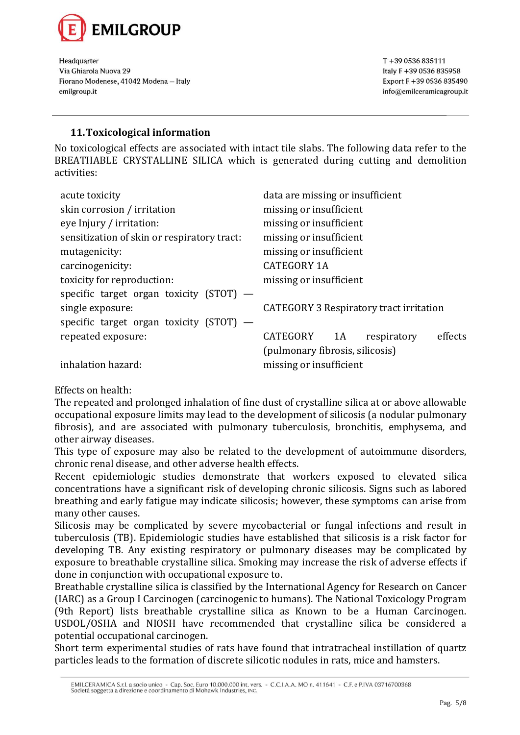## 11. Toxicological information

No toxicological effects are associated with intact tile slabs. The following data refer to the BREATHABLE CRYSTALLINE SILICA which is generated during cutting and demolition activities:

| | |
|---|---|
| acute toxicity | data are missing or insufficient |
| skin corrosion / irritation | missing or insufficient |
| eye Injury / irritation: | missing or insufficient |
| sensitization of skin or respiratory tract: | missing or insufficient |
| mutagenicity: | missing or insufficient |
| carcinogenicity: | CATEGORY 1A |
| toxicity for reproduction: | missing or insufficient |
| specific target organ toxicity (STOT) — single exposure: | CATEGORY 3 Respiratory tract irritation |
| specific target organ toxicity (STOT) — repeated exposure: | CATEGORY 1A respiratory effects (pulmonary fibrosis, silicosis) |
| inhalation hazard: | missing or insufficient |

Effects on health:
The repeated and prolonged inhalation of fine dust of crystalline silica at or above allowable occupational exposure limits may lead to the development of silicosis (a nodular pulmonary fibrosis), and are associated with pulmonary tuberculosis, bronchitis, emphysema, and other airway diseases.
This type of exposure may also be related to the development of autoimmune disorders, chronic renal disease, and other adverse health effects.
Recent epidemiologic studies demonstrate that workers exposed to elevated silica concentrations have a significant risk of developing chronic silicosis. Signs such as labored breathing and early fatigue may indicate silicosis; however, these symptoms can arise from many other causes.
Silicosis may be complicated by severe mycobacterial or fungal infections and result in tuberculosis (TB). Epidemiologic studies have established that silicosis is a risk factor for developing TB. Any existing respiratory or pulmonary diseases may be complicated by exposure to breathable crystalline silica. Smoking may increase the risk of adverse effects if done in conjunction with occupational exposure to.
Breathable crystalline silica is classified by the International Agency for Research on Cancer (IARC) as a Group I Carcinogen (carcinogenic to humans). The National Toxicology Program (9th Report) lists breathable crystalline silica as Known to be a Human Carcinogen. USDOL/OSHA and NIOSH have recommended that crystalline silica be considered a potential occupational carcinogen.
Short term experimental studies of rats have found that intratracheal instillation of quartz particles leads to the formation of discrete silicotic nodules in rats, mice and hamsters.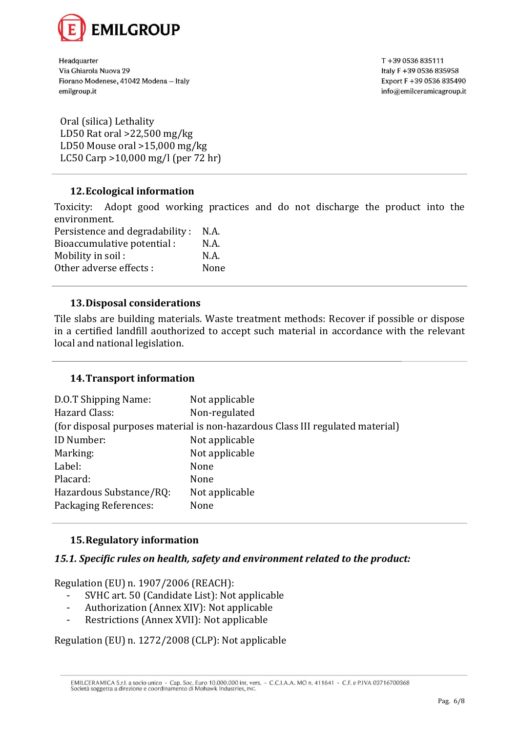Oral (silica) Lethality
LD50 Rat oral >22,500 mg/kg
LD50 Mouse oral >15,000 mg/kg
LC50 Carp >10,000 mg/l (per 72 hr)

## 12. Ecological information

Toxicity: Adopt good working practices and do not discharge the product into the environment.

| | |
|---|---|
| Persistence and degradability : | N.A. |
| Bioaccumulative potential : | N.A. |
| Mobility in soil : | N.A. |
| Other adverse effects : | None |

## 13. Disposal considerations

Tile slabs are building materials. Waste treatment methods: Recover if possible or dispose in a certified landfill aouthorized to accept such material in accordance with the relevant local and national legislation.

## 14. Transport information

D.O.T Shipping Name: Not applicable
Hazard Class: Non-regulated
(for disposal purposes material is non-hazardous Class III regulated material)
ID Number: Not applicable
Marking: Not applicable
Label: None
Placard: None
Hazardous Substance/RQ: Not applicable
Packaging References: None

## 15. Regulatory information

### *15.1. Specific rules on health, safety and environment related to the product:*

Regulation (EU) n. 1907/2006 (REACH):

- SVHC art. 50 (Candidate List): Not applicable
- Authorization (Annex XIV): Not applicable
- Restrictions (Annex XVII): Not applicable

Regulation (EU) n. 1272/2008 (CLP): Not applicable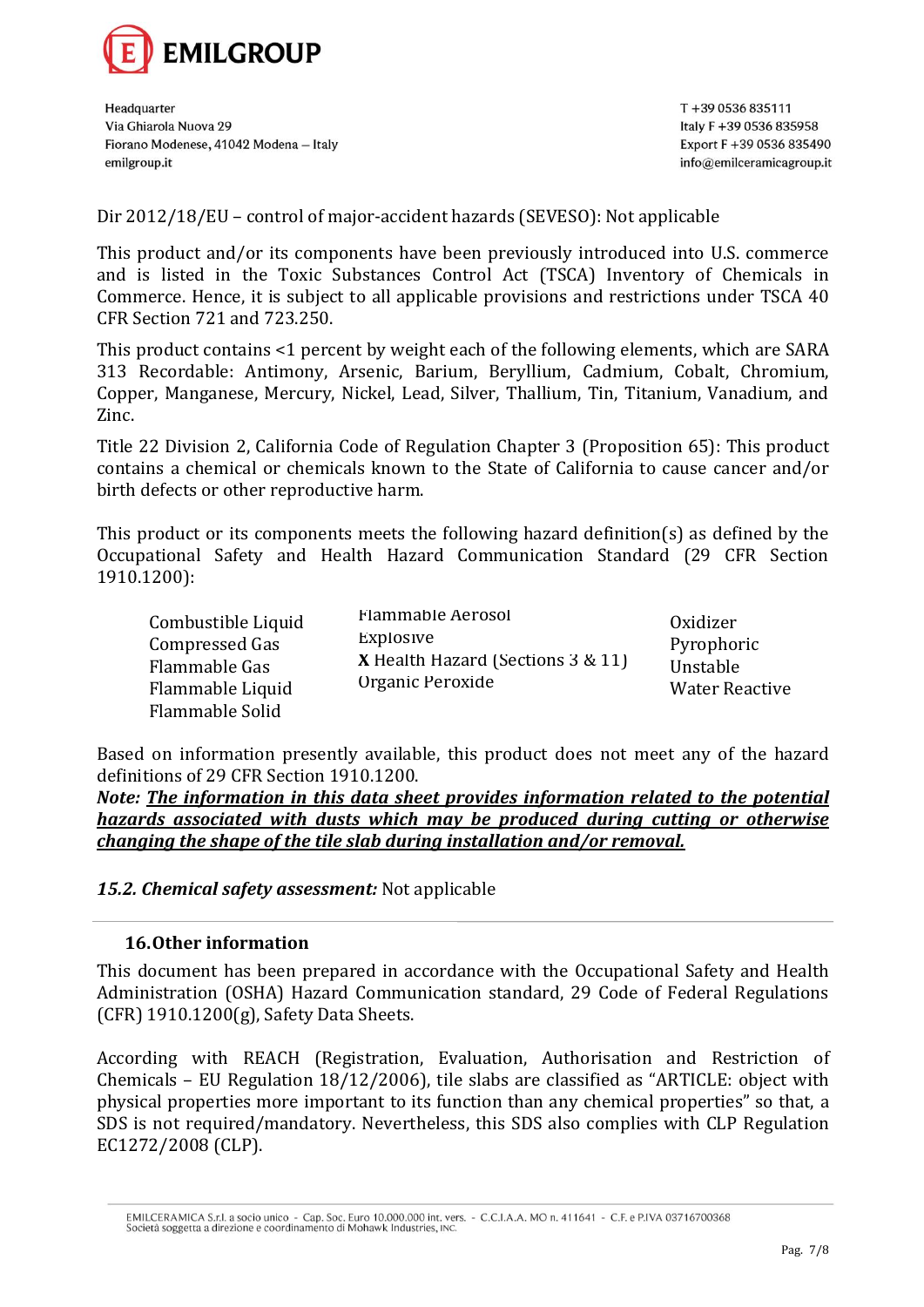Dir 2012/18/EU – control of major-accident hazards (SEVESO): Not applicable

This product and/or its components have been previously introduced into U.S. commerce and is listed in the Toxic Substances Control Act (TSCA) Inventory of Chemicals in Commerce. Hence, it is subject to all applicable provisions and restrictions under TSCA 40 CFR Section 721 and 723.250.

This product contains <1 percent by weight each of the following elements, which are SARA 313 Recordable: Antimony, Arsenic, Barium, Beryllium, Cadmium, Cobalt, Chromium, Copper, Manganese, Mercury, Nickel, Lead, Silver, Thallium, Tin, Titanium, Vanadium, and Zinc.

Title 22 Division 2, California Code of Regulation Chapter 3 (Proposition 65): This product contains a chemical or chemicals known to the State of California to cause cancer and/or birth defects or other reproductive harm.

This product or its components meets the following hazard definition(s) as defined by the Occupational Safety and Health Hazard Communication Standard (29 CFR Section 1910.1200):

| | | |
|---|---|---|
| Combustible Liquid | Flammable Aerosol | Oxidizer |
| Compressed Gas | Explosive | Pyrophoric |
| Flammable Gas | **X** Health Hazard (Sections 3 & 11) | Unstable |
| Flammable Liquid | Organic Peroxide | Water Reactive |
| Flammable Solid | | |

Based on information presently available, this product does not meet any of the hazard definitions of 29 CFR Section 1910.1200.

***Note: The information in this data sheet provides information related to the potential hazards associated with dusts which may be produced during cutting or otherwise changing the shape of the tile slab during installation and/or removal.***

***15.2. Chemical safety assessment:*** Not applicable

## 16. Other information

This document has been prepared in accordance with the Occupational Safety and Health Administration (OSHA) Hazard Communication standard, 29 Code of Federal Regulations (CFR) 1910.1200(g), Safety Data Sheets.

According with REACH (Registration, Evaluation, Authorisation and Restriction of Chemicals – EU Regulation 18/12/2006), tile slabs are classified as "ARTICLE: object with physical properties more important to its function than any chemical properties" so that, a SDS is not required/mandatory. Nevertheless, this SDS also complies with CLP Regulation EC1272/2008 (CLP).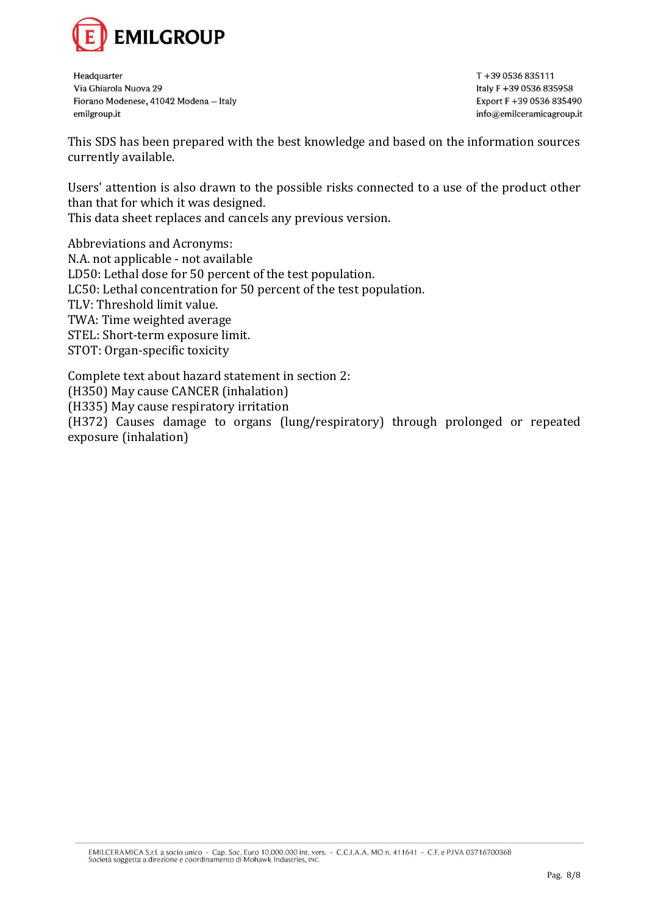This SDS has been prepared with the best knowledge and based on the information sources currently available.

Users' attention is also drawn to the possible risks connected to a use of the product other than that for which it was designed.
This data sheet replaces and cancels any previous version.

Abbreviations and Acronyms:
N.A. not applicable - not available
LD50: Lethal dose for 50 percent of the test population.
LC50: Lethal concentration for 50 percent of the test population.
TLV: Threshold limit value.
TWA: Time weighted average
STEL: Short-term exposure limit.
STOT: Organ-specific toxicity

Complete text about hazard statement in section 2:
(H350) May cause CANCER (inhalation)
(H335) May cause respiratory irritation
(H372) Causes damage to organs (lung/respiratory) through prolonged or repeated exposure (inhalation)